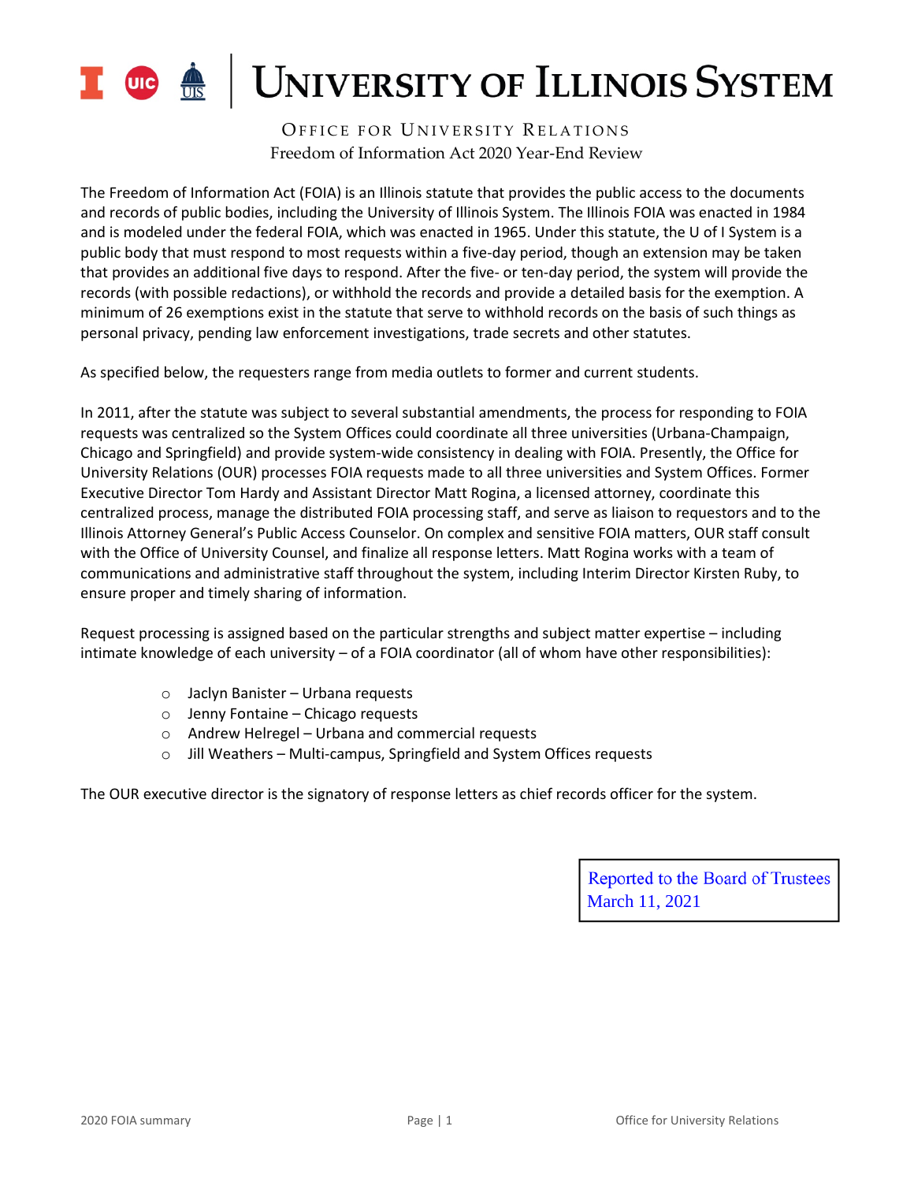# University of Illinois System

## Office for University Relations

### Freedom of Information Act 2020 Year-End Review

The Freedom of Information Act (FOIA) is an Illinois statute that provides the public access to the documents and records of public bodies, including the University of Illinois System. The Illinois FOIA was enacted in 1984 and is modeled under the federal FOIA, which was enacted in 1965. Under this statute, the U of I System is a public body that must respond to most requests within a five-day period, though an extension may be taken that provides an additional five days to respond. After the five- or ten-day period, the system will provide the records (with possible redactions), or withhold the records and provide a detailed basis for the exemption. A minimum of 26 exemptions exist in the statute that serve to withhold records on the basis of such things as personal privacy, pending law enforcement investigations, trade secrets and other statutes.

As specified below, the requesters range from media outlets to former and current students.

In 2011, after the statute was subject to several substantial amendments, the process for responding to FOIA requests was centralized so the System Offices could coordinate all three universities (Urbana-Champaign, Chicago and Springfield) and provide system-wide consistency in dealing with FOIA. Presently, the Office for University Relations (OUR) processes FOIA requests made to all three universities and System Offices. Former Executive Director Tom Hardy and Assistant Director Matt Rogina, a licensed attorney, coordinate this centralized process, manage the distributed FOIA processing staff, and serve as liaison to requestors and to the Illinois Attorney General's Public Access Counselor. On complex and sensitive FOIA matters, OUR staff consult with the Office of University Counsel, and finalize all response letters. Matt Rogina works with a team of communications and administrative staff throughout the system, including Interim Director Kirsten Ruby, to ensure proper and timely sharing of information.

Request processing is assigned based on the particular strengths and subject matter expertise – including intimate knowledge of each university – of a FOIA coordinator (all of whom have other responsibilities):

- Jaclyn Banister – Urbana requests
- Jenny Fontaine – Chicago requests
- Andrew Helregel – Urbana and commercial requests
- Jill Weathers – Multi-campus, Springfield and System Offices requests

The OUR executive director is the signatory of response letters as chief records officer for the system.

Reported to the Board of Trustees
March 11, 2021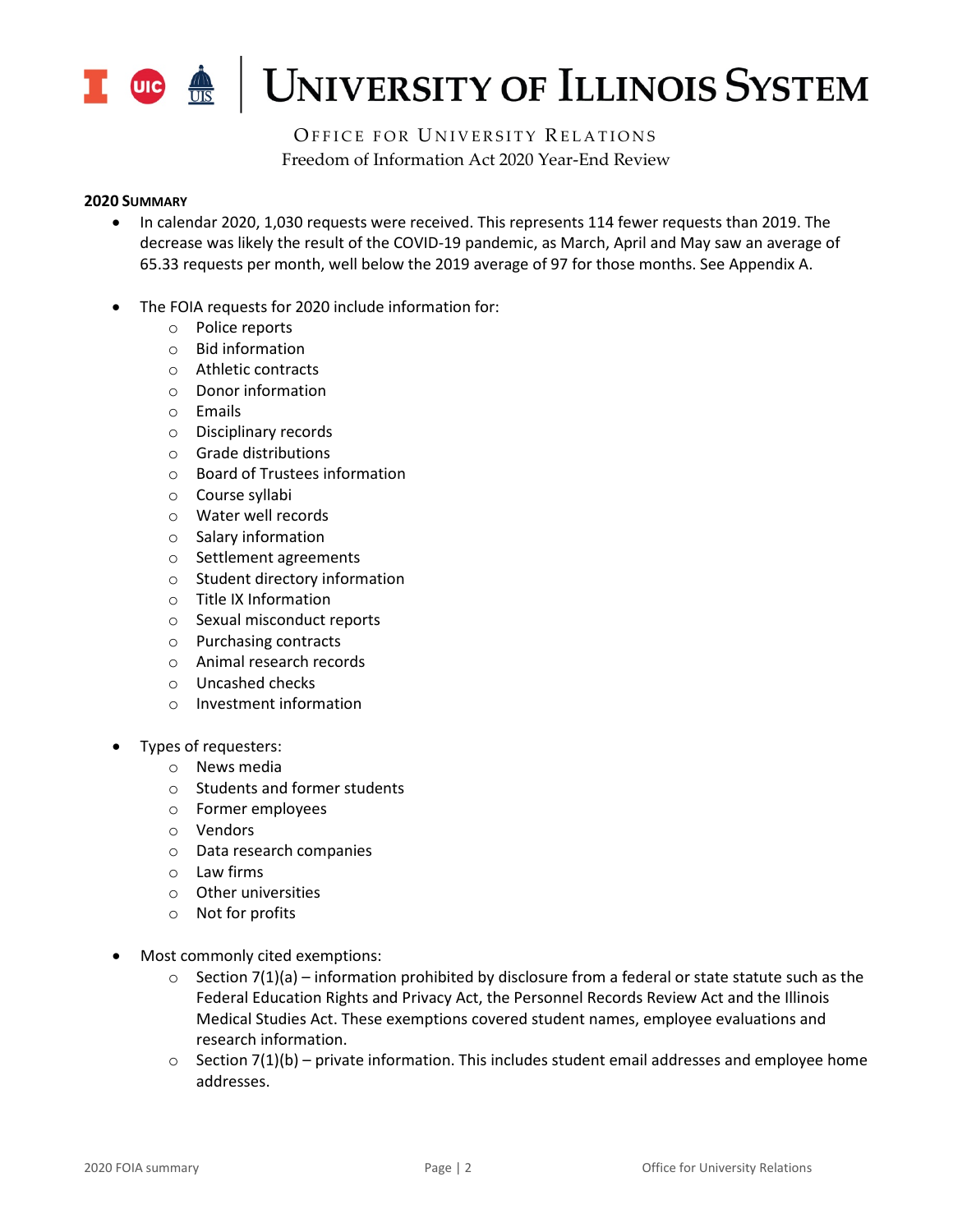# University of Illinois System

Office for University Relations

Freedom of Information Act 2020 Year-End Review

**2020 Summary**

- In calendar 2020, 1,030 requests were received. This represents 114 fewer requests than 2019. The decrease was likely the result of the COVID-19 pandemic, as March, April and May saw an average of 65.33 requests per month, well below the 2019 average of 97 for those months. See Appendix A.

- The FOIA requests for 2020 include information for:
  - Police reports
  - Bid information
  - Athletic contracts
  - Donor information
  - Emails
  - Disciplinary records
  - Grade distributions
  - Board of Trustees information
  - Course syllabi
  - Water well records
  - Salary information
  - Settlement agreements
  - Student directory information
  - Title IX Information
  - Sexual misconduct reports
  - Purchasing contracts
  - Animal research records
  - Uncashed checks
  - Investment information

- Types of requesters:
  - News media
  - Students and former students
  - Former employees
  - Vendors
  - Data research companies
  - Law firms
  - Other universities
  - Not for profits

- Most commonly cited exemptions:
  - Section 7(1)(a) – information prohibited by disclosure from a federal or state statute such as the Federal Education Rights and Privacy Act, the Personnel Records Review Act and the Illinois Medical Studies Act. These exemptions covered student names, employee evaluations and research information.
  - Section 7(1)(b) – private information. This includes student email addresses and employee home addresses.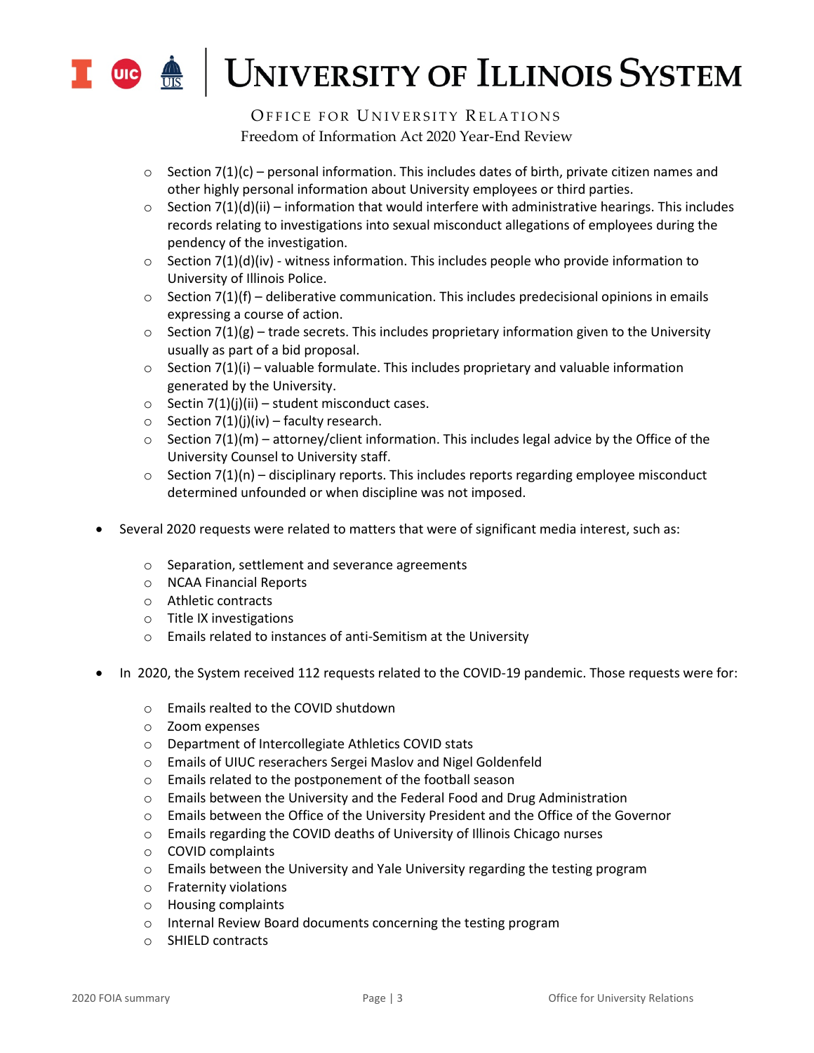- Section 7(1)(c) – personal information. This includes dates of birth, private citizen names and other highly personal information about University employees or third parties.
- Section 7(1)(d)(ii) – information that would interfere with administrative hearings. This includes records relating to investigations into sexual misconduct allegations of employees during the pendency of the investigation.
- Section 7(1)(d)(iv) - witness information. This includes people who provide information to University of Illinois Police.
- Section 7(1)(f) – deliberative communication. This includes predecisional opinions in emails expressing a course of action.
- Section 7(1)(g) – trade secrets. This includes proprietary information given to the University usually as part of a bid proposal.
- Section 7(1)(i) – valuable formulate. This includes proprietary and valuable information generated by the University.
- Sectin 7(1)(j)(ii) – student misconduct cases.
- Section 7(1)(j)(iv) – faculty research.
- Section 7(1)(m) – attorney/client information. This includes legal advice by the Office of the University Counsel to University staff.
- Section 7(1)(n) – disciplinary reports. This includes reports regarding employee misconduct determined unfounded or when discipline was not imposed.

- Several 2020 requests were related to matters that were of significant media interest, such as:
  - Separation, settlement and severance agreements
  - NCAA Financial Reports
  - Athletic contracts
  - Title IX investigations
  - Emails related to instances of anti-Semitism at the University

- In 2020, the System received 112 requests related to the COVID-19 pandemic. Those requests were for:
  - Emails realted to the COVID shutdown
  - Zoom expenses
  - Department of Intercollegiate Athletics COVID stats
  - Emails of UIUC reserachers Sergei Maslov and Nigel Goldenfeld
  - Emails related to the postponement of the football season
  - Emails between the University and the Federal Food and Drug Administration
  - Emails between the Office of the University President and the Office of the Governor
  - Emails regarding the COVID deaths of University of Illinois Chicago nurses
  - COVID complaints
  - Emails between the University and Yale University regarding the testing program
  - Fraternity violations
  - Housing complaints
  - Internal Review Board documents concerning the testing program
  - SHIELD contracts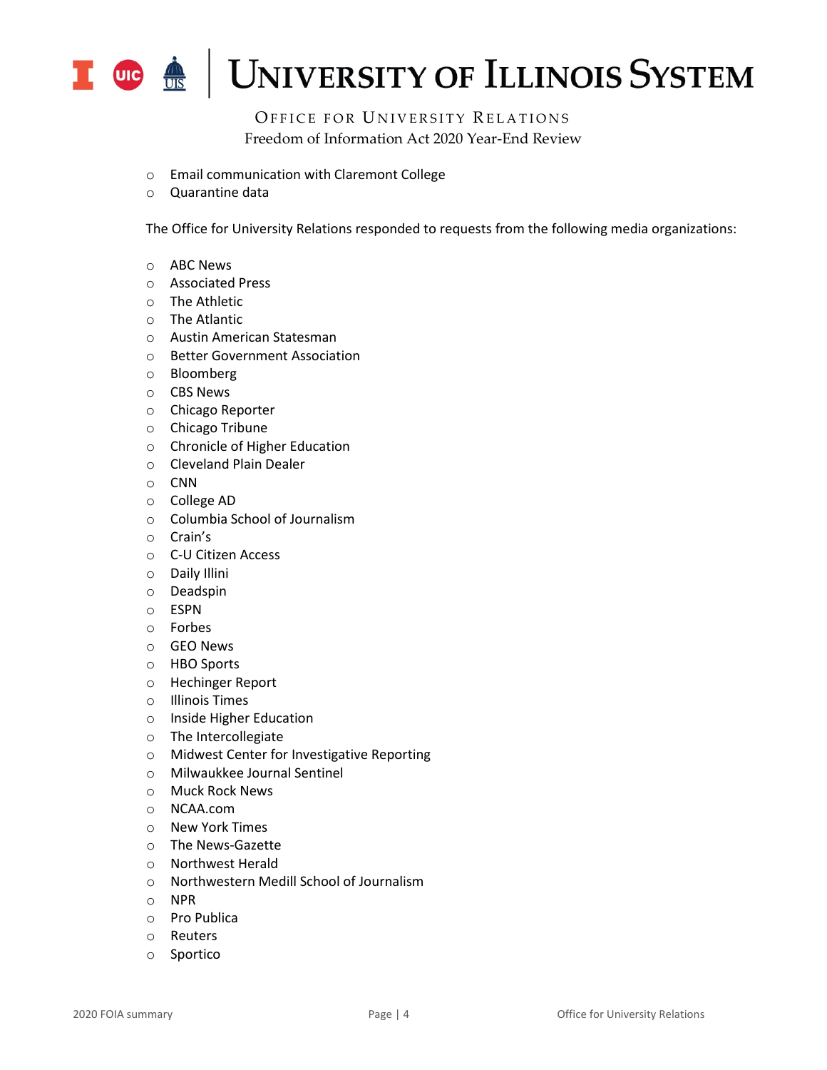- Email communication with Claremont College
- Quarantine data

The Office for University Relations responded to requests from the following media organizations:

- ABC News
- Associated Press
- The Athletic
- The Atlantic
- Austin American Statesman
- Better Government Association
- Bloomberg
- CBS News
- Chicago Reporter
- Chicago Tribune
- Chronicle of Higher Education
- Cleveland Plain Dealer
- CNN
- College AD
- Columbia School of Journalism
- Crain's
- C-U Citizen Access
- Daily Illini
- Deadspin
- ESPN
- Forbes
- GEO News
- HBO Sports
- Hechinger Report
- Illinois Times
- Inside Higher Education
- The Intercollegiate
- Midwest Center for Investigative Reporting
- Milwaukkee Journal Sentinel
- Muck Rock News
- NCAA.com
- New York Times
- The News-Gazette
- Northwest Herald
- Northwestern Medill School of Journalism
- NPR
- Pro Publica
- Reuters
- Sportico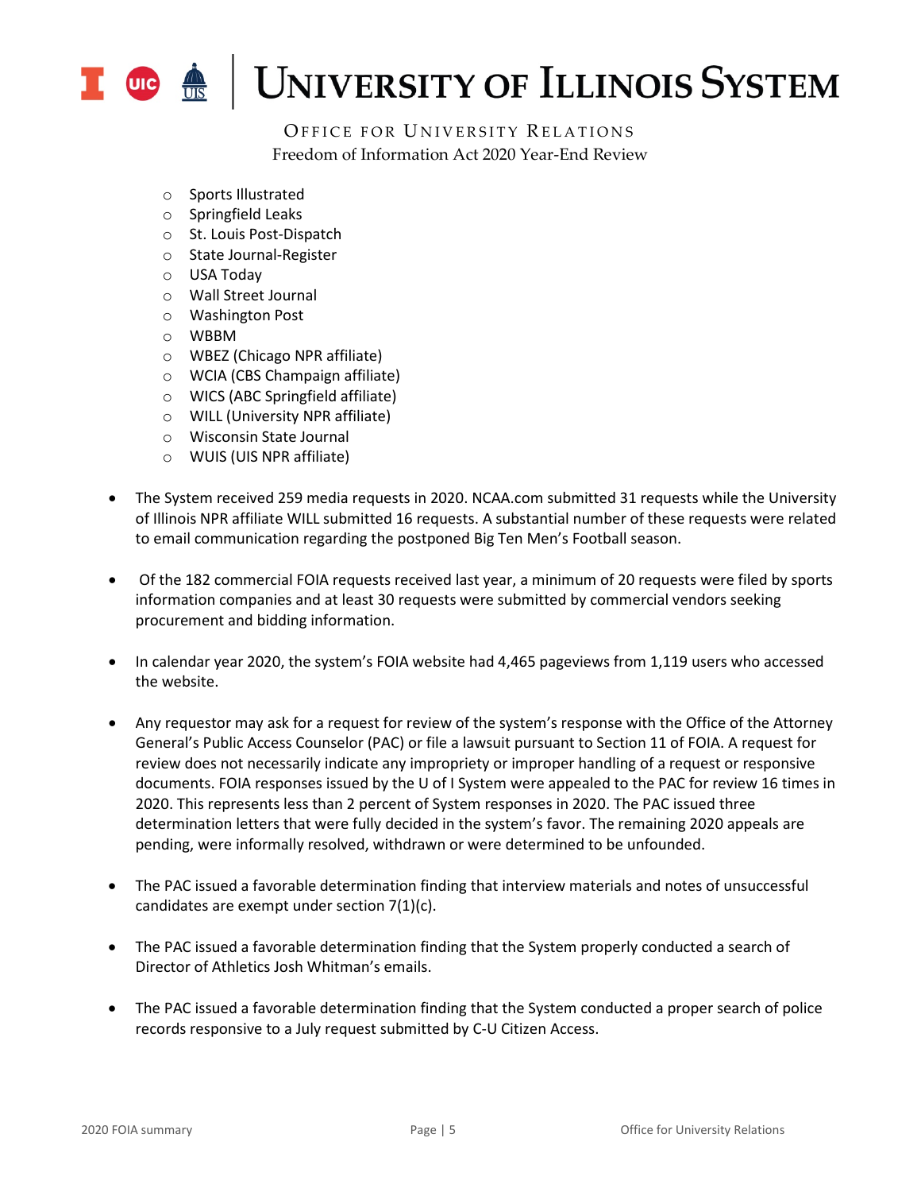- Sports Illustrated
    - Springfield Leaks
    - St. Louis Post-Dispatch
    - State Journal-Register
    - USA Today
    - Wall Street Journal
    - Washington Post
    - WBBM
    - WBEZ (Chicago NPR affiliate)
    - WCIA (CBS Champaign affiliate)
    - WICS (ABC Springfield affiliate)
    - WILL (University NPR affiliate)
    - Wisconsin State Journal
    - WUIS (UIS NPR affiliate)

- The System received 259 media requests in 2020. NCAA.com submitted 31 requests while the University of Illinois NPR affiliate WILL submitted 16 requests. A substantial number of these requests were related to email communication regarding the postponed Big Ten Men's Football season.

- Of the 182 commercial FOIA requests received last year, a minimum of 20 requests were filed by sports information companies and at least 30 requests were submitted by commercial vendors seeking procurement and bidding information.

- In calendar year 2020, the system's FOIA website had 4,465 pageviews from 1,119 users who accessed the website.

- Any requestor may ask for a request for review of the system's response with the Office of the Attorney General's Public Access Counselor (PAC) or file a lawsuit pursuant to Section 11 of FOIA. A request for review does not necessarily indicate any impropriety or improper handling of a request or responsive documents. FOIA responses issued by the U of I System were appealed to the PAC for review 16 times in 2020. This represents less than 2 percent of System responses in 2020. The PAC issued three determination letters that were fully decided in the system's favor. The remaining 2020 appeals are pending, were informally resolved, withdrawn or were determined to be unfounded.

- The PAC issued a favorable determination finding that interview materials and notes of unsuccessful candidates are exempt under section 7(1)(c).

- The PAC issued a favorable determination finding that the System properly conducted a search of Director of Athletics Josh Whitman's emails.

- The PAC issued a favorable determination finding that the System conducted a proper search of police records responsive to a July request submitted by C-U Citizen Access.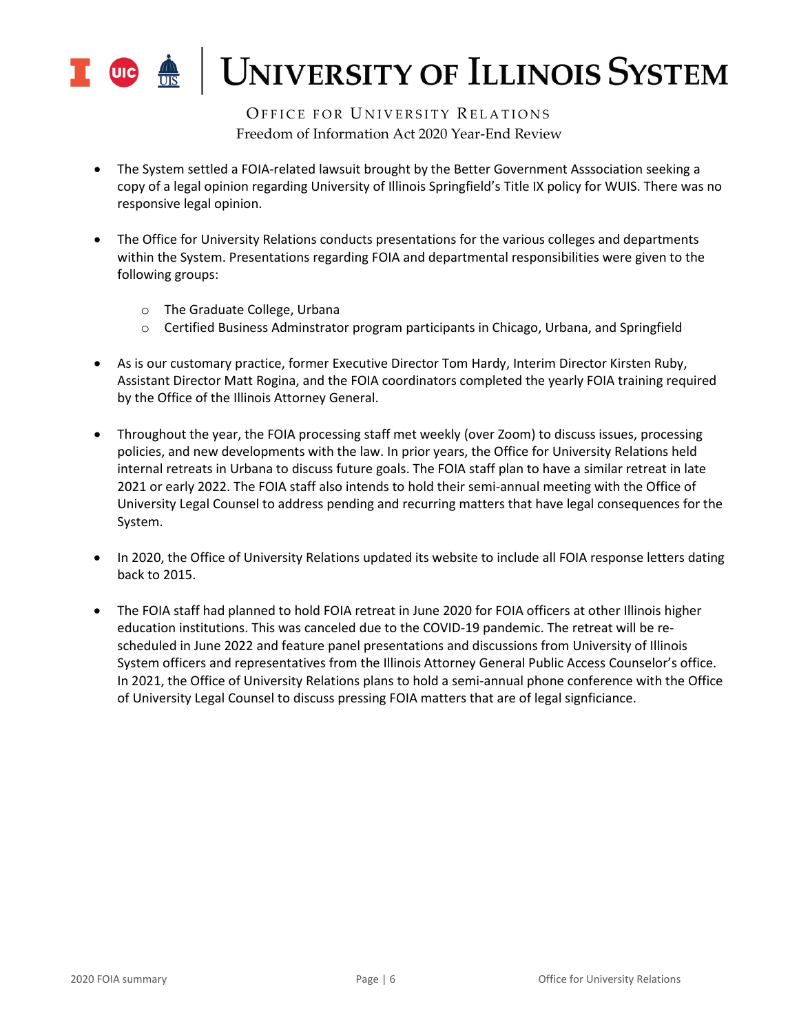- The System settled a FOIA-related lawsuit brought by the Better Government Asssociation seeking a copy of a legal opinion regarding University of Illinois Springfield's Title IX policy for WUIS. There was no responsive legal opinion.

- The Office for University Relations conducts presentations for the various colleges and departments within the System. Presentations regarding FOIA and departmental responsibilities were given to the following groups:

  - The Graduate College, Urbana
  - Certified Business Adminstrator program participants in Chicago, Urbana, and Springfield

- As is our customary practice, former Executive Director Tom Hardy, Interim Director Kirsten Ruby, Assistant Director Matt Rogina, and the FOIA coordinators completed the yearly FOIA training required by the Office of the Illinois Attorney General.

- Throughout the year, the FOIA processing staff met weekly (over Zoom) to discuss issues, processing policies, and new developments with the law. In prior years, the Office for University Relations held internal retreats in Urbana to discuss future goals. The FOIA staff plan to have a similar retreat in late 2021 or early 2022. The FOIA staff also intends to hold their semi-annual meeting with the Office of University Legal Counsel to address pending and recurring matters that have legal consequences for the System.

- In 2020, the Office of University Relations updated its website to include all FOIA response letters dating back to 2015.

- The FOIA staff had planned to hold FOIA retreat in June 2020 for FOIA officers at other Illinois higher education institutions. This was canceled due to the COVID-19 pandemic. The retreat will be re-scheduled in June 2022 and feature panel presentations and discussions from University of Illinois System officers and representatives from the Illinois Attorney General Public Access Counselor's office. In 2021, the Office of University Relations plans to hold a semi-annual phone conference with the Office of University Legal Counsel to discuss pressing FOIA matters that are of legal signficiance.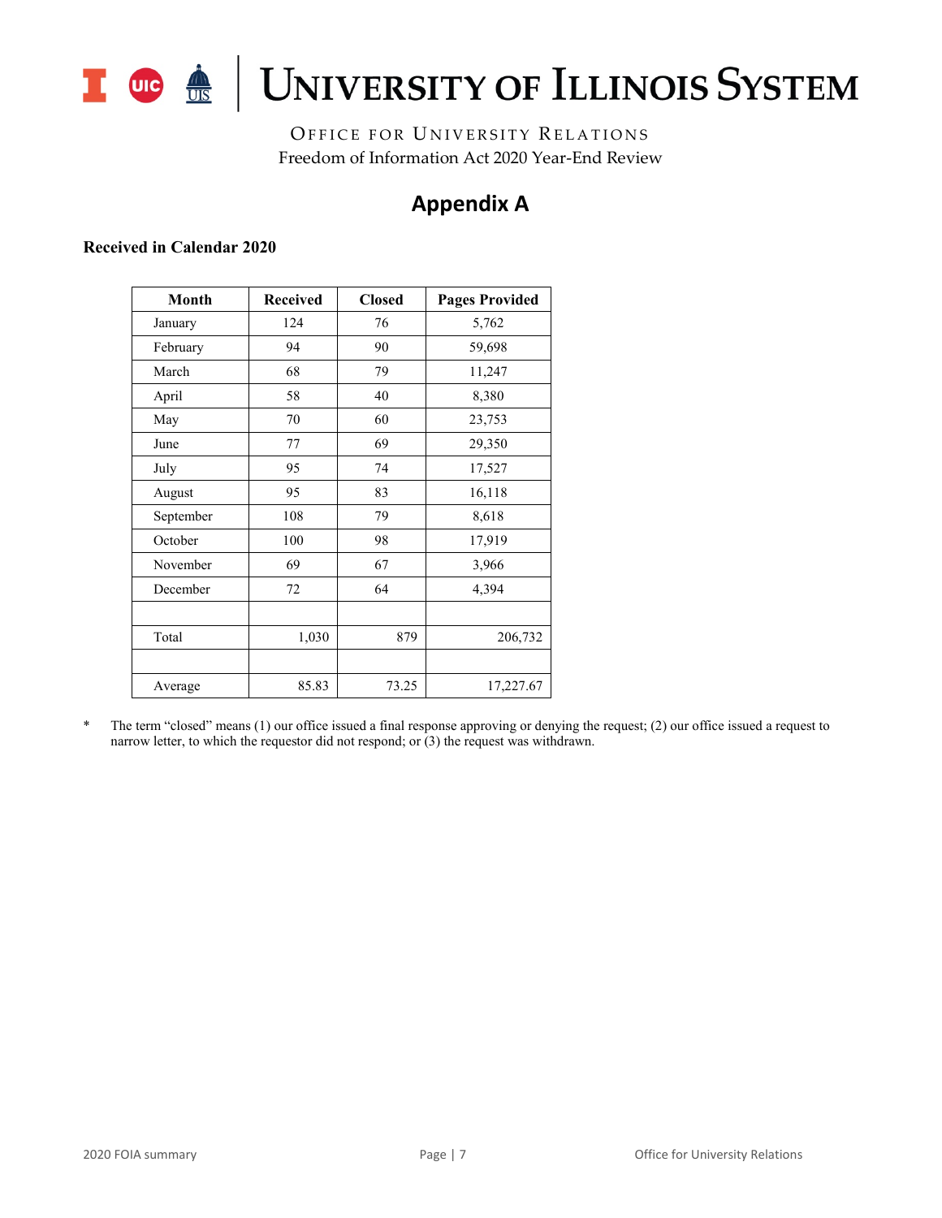UNIVERSITY OF ILLINOIS SYSTEM

OFFICE FOR UNIVERSITY RELATIONS
Freedom of Information Act 2020 Year-End Review

# Appendix A

**Received in Calendar 2020**

| Month | Received | Closed | Pages Provided |
|---|---|---|---|
| January | 124 | 76 | 5,762 |
| February | 94 | 90 | 59,698 |
| March | 68 | 79 | 11,247 |
| April | 58 | 40 | 8,380 |
| May | 70 | 60 | 23,753 |
| June | 77 | 69 | 29,350 |
| July | 95 | 74 | 17,527 |
| August | 95 | 83 | 16,118 |
| September | 108 | 79 | 8,618 |
| October | 100 | 98 | 17,919 |
| November | 69 | 67 | 3,966 |
| December | 72 | 64 | 4,394 |
| | | | |
| Total | 1,030 | 879 | 206,732 |
| | | | |
| Average | 85.83 | 73.25 | 17,227.67 |

\* The term "closed" means (1) our office issued a final response approving or denying the request; (2) our office issued a request to narrow letter, to which the requestor did not respond; or (3) the request was withdrawn.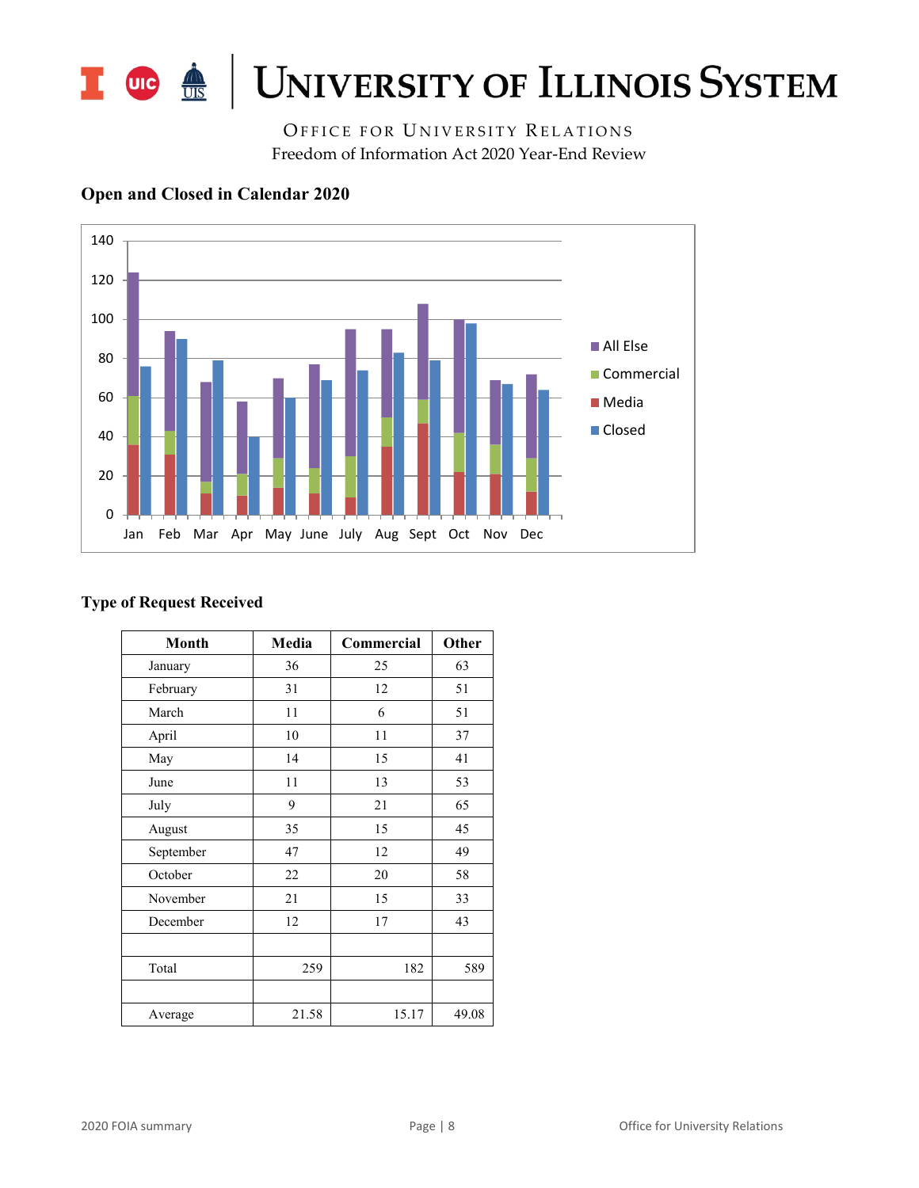# UNIVERSITY OF ILLINOIS SYSTEM

OFFICE FOR UNIVERSITY RELATIONS
Freedom of Information Act 2020 Year-End Review

### Open and Closed in Calendar 2020

### Type of Request Received

| Month | Media | Commercial | Other |
|---|---|---|---|
| January | 36 | 25 | 63 |
| February | 31 | 12 | 51 |
| March | 11 | 6 | 51 |
| April | 10 | 11 | 37 |
| May | 14 | 15 | 41 |
| June | 11 | 13 | 53 |
| July | 9 | 21 | 65 |
| August | 35 | 15 | 45 |
| September | 47 | 12 | 49 |
| October | 22 | 20 | 58 |
| November | 21 | 15 | 33 |
| December | 12 | 17 | 43 |
| | | | |
| Total | 259 | 182 | 589 |
| | | | |
| Average | 21.58 | 15.17 | 49.08 |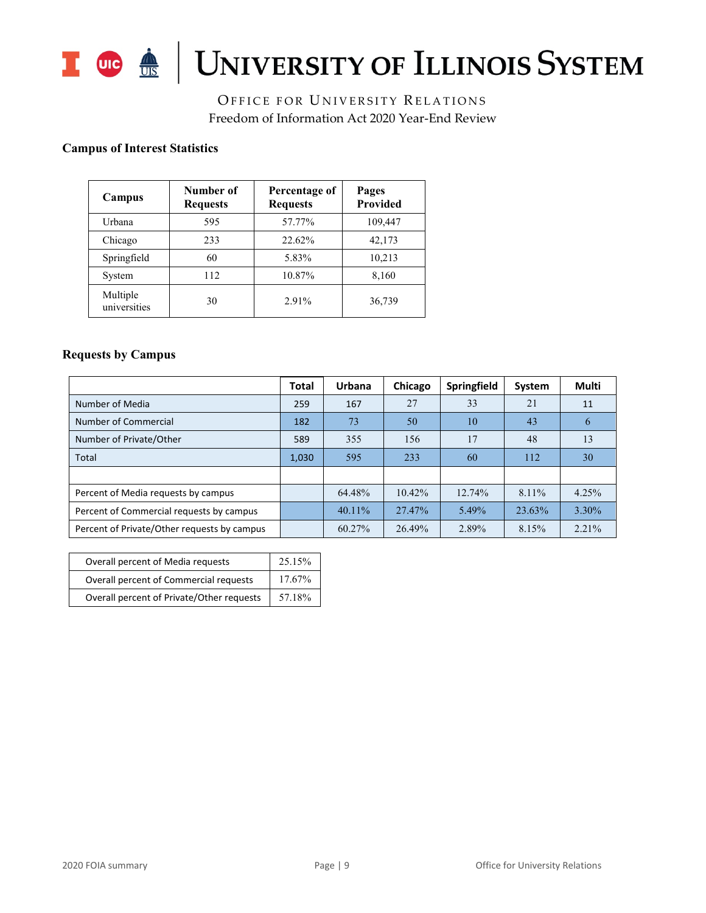# University of Illinois System

Office for University Relations

Freedom of Information Act 2020 Year-End Review

### Campus of Interest Statistics

| Campus | Number of Requests | Percentage of Requests | Pages Provided |
|---|---|---|---|
| Urbana | 595 | 57.77% | 109,447 |
| Chicago | 233 | 22.62% | 42,173 |
| Springfield | 60 | 5.83% | 10,213 |
| System | 112 | 10.87% | 8,160 |
| Multiple universities | 30 | 2.91% | 36,739 |

### Requests by Campus

| | Total | Urbana | Chicago | Springfield | System | Multi |
|---|---|---|---|---|---|---|
| Number of Media | 259 | 167 | 27 | 33 | 21 | 11 |
| Number of Commercial | 182 | 73 | 50 | 10 | 43 | 6 |
| Number of Private/Other | 589 | 355 | 156 | 17 | 48 | 13 |
| Total | 1,030 | 595 | 233 | 60 | 112 | 30 |
| | | | | | | |
| Percent of Media requests by campus | | 64.48% | 10.42% | 12.74% | 8.11% | 4.25% |
| Percent of Commercial requests by campus | | 40.11% | 27.47% | 5.49% | 23.63% | 3.30% |
| Percent of Private/Other requests by campus | | 60.27% | 26.49% | 2.89% | 8.15% | 2.21% |

| | |
|---|---|
| Overall percent of Media requests | 25.15% |
| Overall percent of Commercial requests | 17.67% |
| Overall percent of Private/Other requests | 57.18% |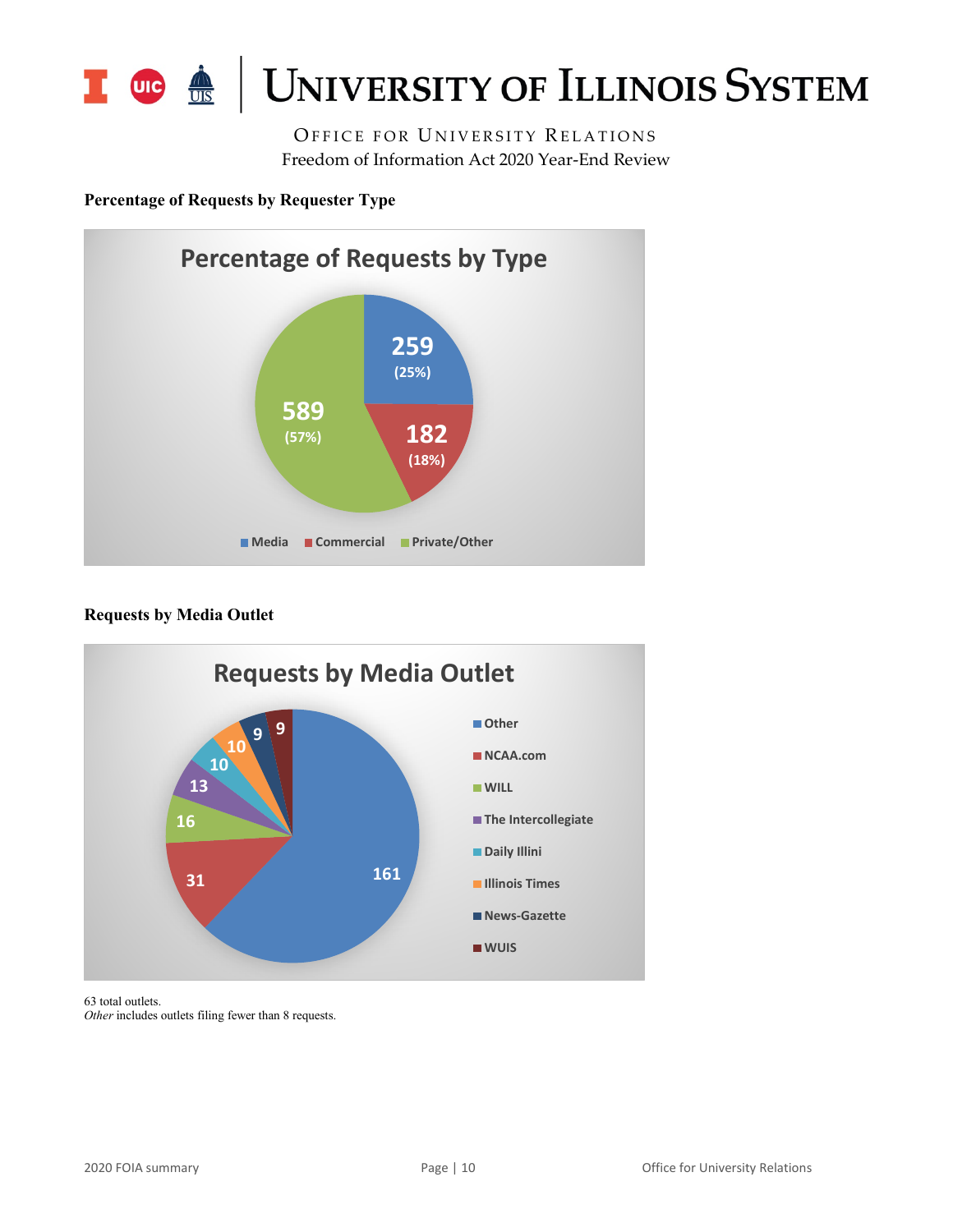# UNIVERSITY OF ILLINOIS SYSTEM

OFFICE FOR UNIVERSITY RELATIONS
Freedom of Information Act 2020 Year-End Review

**Percentage of Requests by Requester Type**

Percentage of Requests by Type

259
(25%)

182
(18%)

589
(57%)

Media
Commercial
Private/Other

**Requests by Media Outlet**

Requests by Media Outlet

161
31
16
13
10
10
9
9

Other
NCAA.com
WILL
The Intercollegiate
Daily Illini
Illinois Times
News-Gazette
WUIS

63 total outlets.
*Other* includes outlets filing fewer than 8 requests.